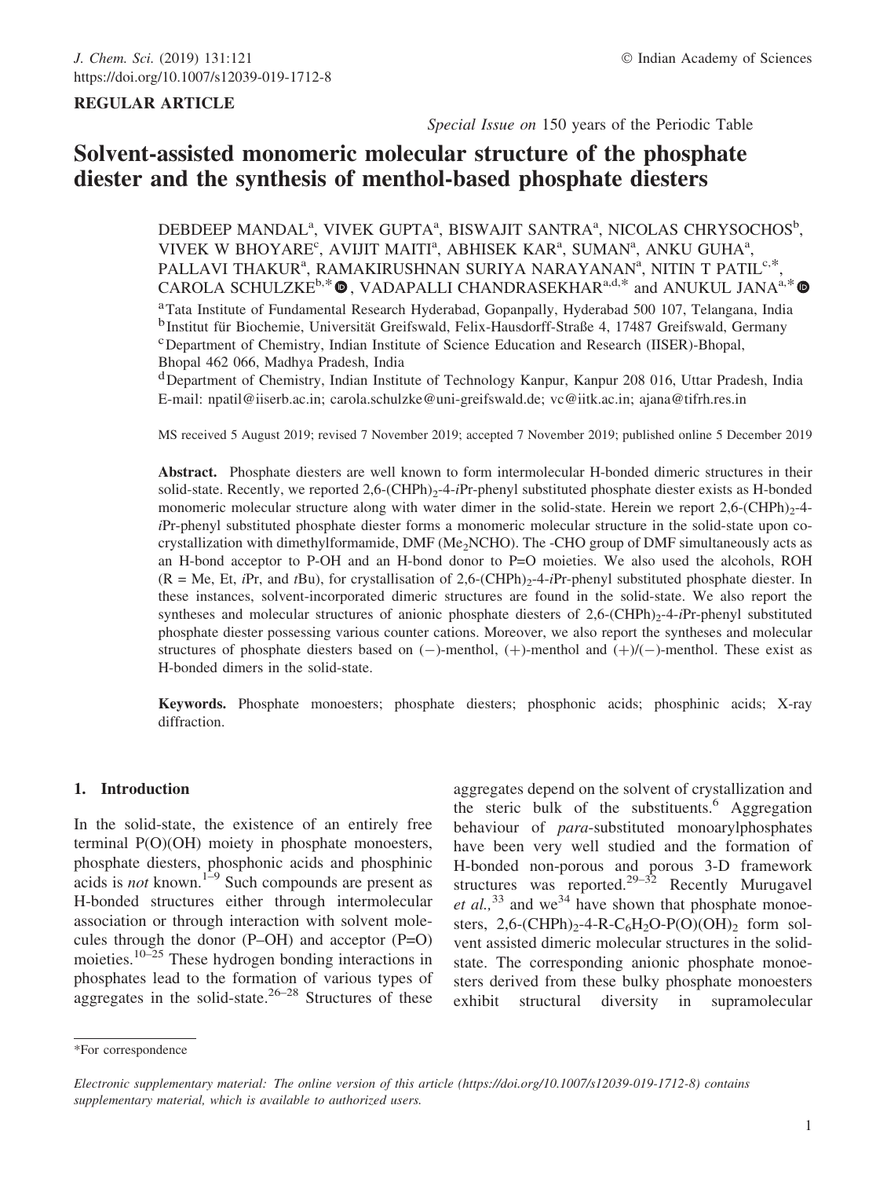REGULAR ARTICLE

*Special Issue on* 150 years of the Periodic Table

# Solvent-assisted monomeric molecular structure of the phosphate diester and the synthesis of menthol-based phosphate diesters

DEBDEEP MANDAL[a], VIVEK GUPTA[a], BISWAJIT SANTRA[a], NICOLAS CHRYSOCHOS[b], VIVEK W BHOYARE[c], AVIJIT MAITI[a], ABHISEK KAR[a], SUMAN[a], ANKU GUHA[a], PALLAVI THAKUR[a], RAMAKIRUSHNAN SURIYA NARAYANAN[a], NITIN T PATIL[c,*], CAROLA SCHULZKE[b,*], VADAPALLI CHANDRASEKHAR[a,d,*] and ANUKUL JANA[a,*]

[a]Tata Institute of Fundamental Research Hyderabad, Gopanpally, Hyderabad 500 107, Telangana, India
[b]Institut für Biochemie, Universität Greifswald, Felix-Hausdorff-Straße 4, 17487 Greifswald, Germany
[c]Department of Chemistry, Indian Institute of Science Education and Research (IISER)-Bhopal, Bhopal 462 066, Madhya Pradesh, India
[d]Department of Chemistry, Indian Institute of Technology Kanpur, Kanpur 208 016, Uttar Pradesh, India
E-mail: npatil@iiserb.ac.in; carola.schulzke@uni-greifswald.de; vc@iitk.ac.in; ajana@tifrh.res.in

MS received 5 August 2019; revised 7 November 2019; accepted 7 November 2019; published online 5 December 2019

**Abstract.** Phosphate diesters are well known to form intermolecular H-bonded dimeric structures in their solid-state. Recently, we reported 2,6-$(CHPh)_2$-4-*i*Pr-phenyl substituted phosphate diester exists as H-bonded monomeric molecular structure along with water dimer in the solid-state. Herein we report 2,6-$(CHPh)_2$-4-*i*Pr-phenyl substituted phosphate diester forms a monomeric molecular structure in the solid-state upon co-crystallization with dimethylformamide, DMF ($Me_2NCHO$). The -CHO group of DMF simultaneously acts as an H-bond acceptor to P-OH and an H-bond donor to P=O moieties. We also used the alcohols, ROH (R = Me, Et, *i*Pr, and *t*Bu), for crystallisation of 2,6-$(CHPh)_2$-4-*i*Pr-phenyl substituted phosphate diester. In these instances, solvent-incorporated dimeric structures are found in the solid-state. We also report the syntheses and molecular structures of anionic phosphate diesters of 2,6-$(CHPh)_2$-4-*i*Pr-phenyl substituted phosphate diester possessing various counter cations. Moreover, we also report the syntheses and molecular structures of phosphate diesters based on (−)-menthol, (+)-menthol and (+)/(−)-menthol. These exist as H-bonded dimers in the solid-state.

**Keywords.** Phosphate monoesters; phosphate diesters; phosphonic acids; phosphinic acids; X-ray diffraction.

## 1. Introduction

In the solid-state, the existence of an entirely free terminal P(O)(OH) moiety in phosphate monoesters, phosphate diesters, phosphonic acids and phosphinic acids is *not* known.[1–9] Such compounds are present as H-bonded structures either through intermolecular association or through interaction with solvent molecules through the donor (P–OH) and acceptor (P=O) moieties.[10–25] These hydrogen bonding interactions in phosphates lead to the formation of various types of aggregates in the solid-state.[26–28] Structures of these aggregates depend on the solvent of crystallization and the steric bulk of the substituents.[6] Aggregation behaviour of *para*-substituted monoarylphosphates have been very well studied and the formation of H-bonded non-porous and porous 3-D framework structures was reported.[29–32] Recently Murugavel *et al.*,[33] and we[34] have shown that phosphate monoesters, 2,6-$(CHPh)_2$-4-R-$C_6H_2$O-P(O)$(OH)_2$ form solvent assisted dimeric molecular structures in the solid-state. The corresponding anionic phosphate monoesters derived from these bulky phosphate monoesters exhibit structural diversity in supramolecular

*For correspondence

*Electronic supplementary material: The online version of this article (https://doi.org/10.1007/s12039-019-1712-8) contains supplementary material, which is available to authorized users.*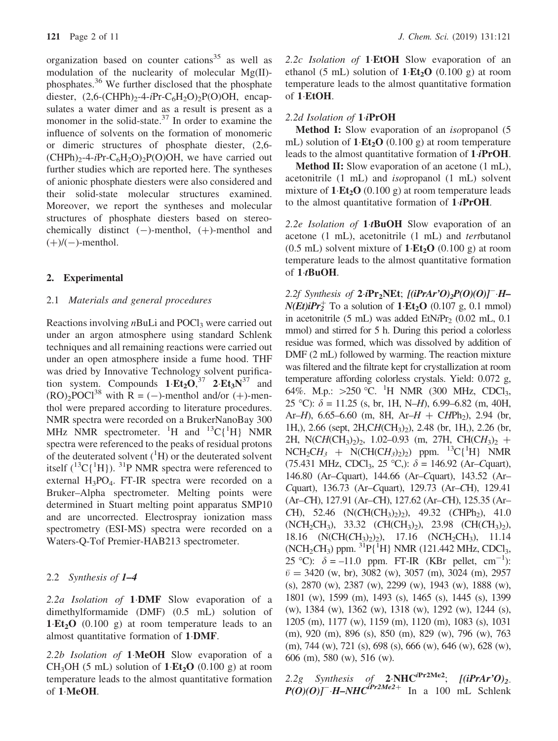organization based on counter cations[35] as well as modulation of the nuclearity of molecular Mg(II)-phosphates.[36] We further disclosed that the phosphate diester, (2,6-$(CHPh)_2$-4-*i*Pr-$C_6H_2O)_2P(O)OH$, encapsulates a water dimer and as a result is present as a monomer in the solid-state.[37] In order to examine the influence of solvents on the formation of monomeric or dimeric structures of phosphate diester, (2,6-$(CHPh)_2$-4-*i*Pr-$C_6H_2O)_2P(O)OH$, we have carried out further studies which are reported here. The syntheses of anionic phosphate diesters were also considered and their solid-state molecular structures examined. Moreover, we report the syntheses and molecular structures of phosphate diesters based on stereochemically distinct (−)-menthol, (+)-menthol and (+)/(−)-menthol.

## 2. Experimental

### 2.1 *Materials and general procedures*

Reactions involving *n*BuLi and $POCl_3$ were carried out under an argon atmosphere using standard Schlenk techniques and all remaining reactions were carried out under an open atmosphere inside a fume hood. THF was dried by Innovative Technology solvent purification system. Compounds **1·Et$_2$O**,[37] **2·Et$_3$N**[37] and $(RO)_2POCl$[38] with R = (−)-menthol and/or (+)-menthol were prepared according to literature procedures. NMR spectra were recorded on a BrukerNanoBay 300 MHz NMR spectrometer. $^1H$ and $^{13}C\{^1H\}$ NMR spectra were referenced to the peaks of residual protons of the deuterated solvent ($^1H$) or the deuterated solvent itself ($^{13}C\{^1H\}$). $^{31}P$ NMR spectra were referenced to external $H_3PO_4$. FT-IR spectra were recorded on a Bruker–Alpha spectrometer. Melting points were determined in Stuart melting point apparatus SMP10 and are uncorrected. Electrospray ionization mass spectrometry (ESI-MS) spectra were recorded on a Waters-Q-Tof Premier-HAB213 spectrometer.

### 2.2 *Synthesis of 1–4*

*2.2a Isolation of* **1·DMF** Slow evaporation of a dimethylformamide (DMF) (0.5 mL) solution of **1·Et$_2$O** (0.100 g) at room temperature leads to an almost quantitative formation of **1·DMF**.

*2.2b Isolation of* **1·MeOH** Slow evaporation of a $CH_3OH$ (5 mL) solution of **1·Et$_2$O** (0.100 g) at room temperature leads to the almost quantitative formation of **1·MeOH**.

*2.2c Isolation of* **1·EtOH** Slow evaporation of an ethanol (5 mL) solution of **1·Et$_2$O** (0.100 g) at room temperature leads to the almost quantitative formation of **1·EtOH**.

*2.2d Isolation of* **1·*i*PrOH**

**Method I:** Slow evaporation of an *iso*propanol (5 mL) solution of **1·Et$_2$O** (0.100 g) at room temperature leads to the almost quantitative formation of **1·*i*PrOH**.

**Method II:** Slow evaporation of an acetone (1 mL), acetonitrile (1 mL) and *iso*propanol (1 mL) solvent mixture of **1·Et$_2$O** (0.100 g) at room temperature leads to the almost quantitative formation of **1·*i*PrOH**.

*2.2e Isolation of* **1·*t*BuOH** Slow evaporation of an acetone (1 mL), acetonitrile (1 mL) and *tert*butanol (0.5 mL) solvent mixture of **1·Et$_2$O** (0.100 g) at room temperature leads to the almost quantitative formation of **1·*t*BuOH**.

*2.2f Synthesis of* **2·*i*Pr$_2$NEt**; *[(iPrAr'O)$_2$P(O)(O)]$^-$·H–N(Et)iPr$_2^+$* To a solution of **1·Et$_2$O** (0.107 g, 0.1 mmol) in acetonitrile (5 mL) was added EtN*i*Pr$_2$ (0.02 mL, 0.1 mmol) and stirred for 5 h. During this period a colorless residue was formed, which was dissolved by addition of DMF (2 mL) followed by warming. The reaction mixture was filtered and the filtrate kept for crystallization at room temperature affording colorless crystals. Yield: 0.072 g, 64%. M.p.: >250 °C. $^1H$ NMR (300 MHz, $CDCl_3$, 25 °C): $\delta$ = 11.25 (s, br, 1H, N–*H*), 6.99–6.82 (m, 40H, Ar–*H*), 6.65–6.60 (m, 8H, Ar–*H* + C*H*Ph$_2$), 2.94 (br, 1H,), 2.66 (sept, 2H,C*H*(CH$_3$)$_2$), 2.48 (br, 1H,), 2.26 (br, 2H, N(C*H*(CH$_3$)$_2$)$_2$, 1.02–0.93 (m, 27H, CH(C*H*$_3$)$_2$ + NCH$_2$C*H*$_3$ + N(CH(C*H*$_3$)$_2$)$_2$) ppm. $^{13}C\{^1H\}$ NMR (75.431 MHz, $CDCl_3$, 25 °C,): $\delta$ = 146.92 (Ar–*C*quart), 146.80 (Ar–*C*quart), 144.66 (Ar–*C*quart), 143.52 (Ar–*C*quart), 136.73 (Ar–*C*quart), 129.73 (Ar–*C*H), 129.41 (Ar–*C*H), 127.91 (Ar–*C*H), 127.62 (Ar–*C*H), 125.35 (Ar–*C*H), 52.46 (N(*C*H(CH$_3$)$_2$)$_2$), 49.32 (*C*HPh$_2$), 41.0 (N*C*H$_2$CH$_3$), 33.32 (*C*H(CH$_3$)$_2$), 23.98 (CH(*C*H$_3$)$_2$), 18.16 (N(CH(*C*H$_3$)$_2$)$_2$), 17.16 (N*C*H$_2$CH$_3$), 11.14 (NCH$_2$*C*H$_3$) ppm. $^{31}P\{^1H\}$ NMR (121.442 MHz, $CDCl_3$, 25 °C): $\delta$ = –11.0 ppm. FT-IR (KBr pellet, cm$^{-1}$): $\bar{\upsilon}$ = 3420 (w, br), 3082 (w), 3057 (m), 3024 (m), 2957 (s), 2870 (w), 2387 (w), 2299 (w), 1943 (w), 1888 (w), 1801 (w), 1599 (m), 1493 (s), 1465 (s), 1445 (s), 1399 (w), 1384 (w), 1362 (w), 1318 (w), 1292 (w), 1244 (s), 1205 (m), 1177 (w), 1159 (m), 1120 (m), 1083 (s), 1031 (m), 920 (m), 896 (s), 850 (m), 829 (w), 796 (w), 763 (m), 744 (w), 721 (s), 698 (s), 666 (w), 646 (w), 628 (w), 606 (m), 580 (w), 516 (w).

*2.2g Synthesis of* **2·NHC$^{iPr2Me2}$**; *[(iPrAr'O)$_2$P(O)(O)]$^-$·H–NHC$^{iPr2Me2+}$* In a 100 mL Schlenk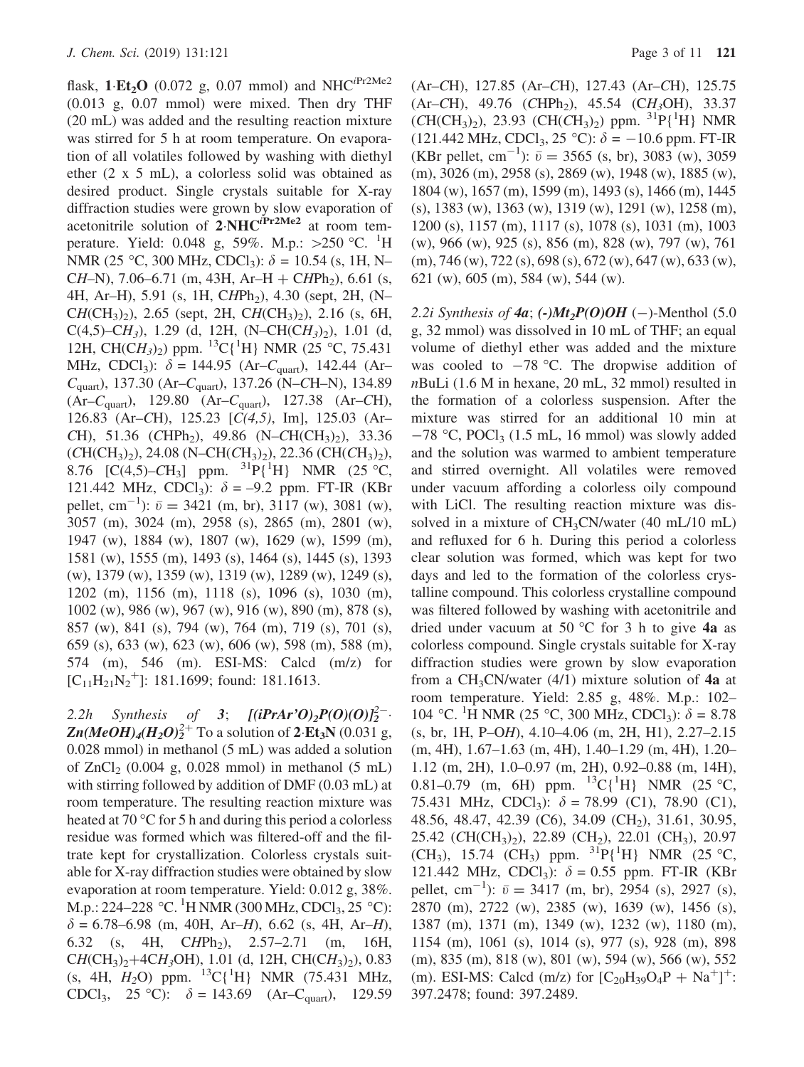flask, **1·Et$_2$O** (0.072 g, 0.07 mmol) and NHC$^{iPr2Me2}$ (0.013 g, 0.07 mmol) were mixed. Then dry THF (20 mL) was added and the resulting reaction mixture was stirred for 5 h at room temperature. On evaporation of all volatiles followed by washing with diethyl ether (2 x 5 mL), a colorless solid was obtained as desired product. Single crystals suitable for X-ray diffraction studies were grown by slow evaporation of acetonitrile solution of **2·NHC$^{iPr2Me2}$** at room temperature. Yield: 0.048 g, 59%. M.p.: >250 °C. $^{1}$H NMR (25 °C, 300 MHz, CDCl$_3$): $\delta$ = 10.54 (s, 1H, N–C*H*–N), 7.06–6.71 (m, 43H, Ar–H + C*H*Ph$_2$), 6.61 (s, 4H, Ar–H), 5.91 (s, 1H, C*H*Ph$_2$), 4.30 (sept, 2H, (N–C*H*(CH$_3$)$_2$), 2.65 (sept, 2H, C*H*(CH$_3$)$_2$), 2.16 (s, 6H, C(4,5)–C*H$_3$*), 1.29 (d, 12H, (N–CH(C*H$_3$*)$_2$), 1.01 (d, 12H, CH(C*H$_3$*)$_2$) ppm. $^{13}$C{$^{1}$H} NMR (25 °C, 75.431 MHz, CDCl$_3$): $\delta$ = 144.95 (Ar–*C*$_{quart}$), 142.44 (Ar–*C*$_{quart}$), 137.30 (Ar–*C*$_{quart}$), 137.26 (N–*C*H–N), 134.89 (Ar–*C*$_{quart}$), 129.80 (Ar–*C*$_{quart}$), 127.38 (Ar–*C*H), 126.83 (Ar–*C*H), 125.23 [*C(4,5)*, Im], 125.03 (Ar–*C*H), 51.36 (*C*HPh$_2$), 49.86 (N–*C*H(CH$_3$)$_2$), 33.36 (*C*H(CH$_3$)$_2$), 24.08 (N–CH(*C*H$_3$)$_2$), 22.36 (CH(*C*H$_3$)$_2$), 8.76 [C(4,5)–*C*H$_3$] ppm. $^{31}$P{$^{1}$H} NMR (25 °C, 121.442 MHz, CDCl$_3$): $\delta$ = –9.2 ppm. FT-IR (KBr pellet, cm$^{-1}$): $\bar{\upsilon}$ = 3421 (m, br), 3117 (w), 3081 (w), 3057 (m), 3024 (m), 2958 (s), 2865 (m), 2801 (w), 1947 (w), 1884 (w), 1807 (w), 1629 (w), 1599 (m), 1581 (w), 1555 (m), 1493 (s), 1464 (s), 1445 (s), 1393 (w), 1379 (w), 1359 (w), 1319 (w), 1289 (w), 1249 (s), 1202 (m), 1156 (m), 1118 (s), 1096 (s), 1030 (m), 1002 (w), 986 (w), 967 (w), 916 (w), 890 (m), 878 (s), 857 (w), 841 (s), 794 (w), 764 (m), 719 (s), 701 (s), 659 (s), 633 (w), 623 (w), 606 (w), 598 (m), 588 (m), 574 (m), 546 (m). ESI-MS: Calcd (m/z) for [$C_{11}H_{21}N_2^+$]: 181.1699; found: 181.1613.

*2.2h Synthesis of **3**; **[(iPrAr'O)$_2$P(O)(O)]$_2^{2-}$·Zn(MeOH)$_4$(H$_2$O)$_2^{2+}$*** To a solution of **2·Et$_3$N** (0.031 g, 0.028 mmol) in methanol (5 mL) was added a solution of ZnCl$_2$ (0.004 g, 0.028 mmol) in methanol (5 mL) with stirring followed by addition of DMF (0.03 mL) at room temperature. The resulting reaction mixture was heated at 70 °C for 5 h and during this period a colorless residue was formed which was filtered-off and the filtrate kept for crystallization. Colorless crystals suitable for X-ray diffraction studies were obtained by slow evaporation at room temperature. Yield: 0.012 g, 38%. M.p.: 224–228 °C. $^{1}$H NMR (300 MHz, CDCl$_3$, 25 °C): $\delta$ = 6.78–6.98 (m, 40H, Ar–*H*), 6.62 (s, 4H, Ar–*H*), 6.32 (s, 4H, C*H*Ph$_2$), 2.57–2.71 (m, 16H, C*H*(CH$_3$)$_2$+4C*H$_3$*OH), 1.01 (d, 12H, CH(C*H$_3$*)$_2$), 0.83 (s, 4H, *H$_2$*O) ppm. $^{13}$C{$^{1}$H} NMR (75.431 MHz, CDCl$_3$, 25 °C): $\delta$ = 143.69 (Ar–C$_{quart}$), 129.59 (Ar–*C*H), 127.85 (Ar–*C*H), 127.43 (Ar–*C*H), 125.75 (Ar–*C*H), 49.76 (*C*HPh$_2$), 45.54 (*CH$_3$*OH), 33.37 (*C*H(CH$_3$)$_2$), 23.93 (CH(*C*H$_3$)$_2$) ppm. $^{31}$P{$^{1}$H} NMR (121.442 MHz, CDCl$_3$, 25 °C): $\delta$ = −10.6 ppm. FT-IR (KBr pellet, cm$^{-1}$): $\bar{\upsilon}$ = 3565 (s, br), 3083 (w), 3059 (m), 3026 (m), 2958 (s), 2869 (w), 1948 (w), 1885 (w), 1804 (w), 1657 (m), 1599 (m), 1493 (s), 1466 (m), 1445 (s), 1383 (w), 1363 (w), 1319 (w), 1291 (w), 1258 (m), 1200 (s), 1157 (m), 1117 (s), 1078 (s), 1031 (m), 1003 (w), 966 (w), 925 (s), 856 (m), 828 (w), 797 (w), 761 (m), 746 (w), 722 (s), 698 (s), 672 (w), 647 (w), 633 (w), 621 (w), 605 (m), 584 (w), 544 (w).

*2.2i Synthesis of **4a**; **(-)Mt$_2$P(O)OH*** (−)-Menthol (5.0 g, 32 mmol) was dissolved in 10 mL of THF; an equal volume of diethyl ether was added and the mixture was cooled to −78 °C. The dropwise addition of *n*BuLi (1.6 M in hexane, 20 mL, 32 mmol) resulted in the formation of a colorless suspension. After the mixture was stirred for an additional 10 min at −78 °C, POCl$_3$ (1.5 mL, 16 mmol) was slowly added and the solution was warmed to ambient temperature and stirred overnight. All volatiles were removed under vacuum affording a colorless oily compound with LiCl. The resulting reaction mixture was dissolved in a mixture of CH$_3$CN/water (40 mL/10 mL) and refluxed for 6 h. During this period a colorless clear solution was formed, which was kept for two days and led to the formation of the colorless crystalline compound. This colorless crystalline compound was filtered followed by washing with acetonitrile and dried under vacuum at 50 °C for 3 h to give **4a** as colorless compound. Single crystals suitable for X-ray diffraction studies were grown by slow evaporation from a CH$_3$CN/water (4/1) mixture solution of **4a** at room temperature. Yield: 2.85 g, 48%. M.p.: 102–104 °C. $^{1}$H NMR (25 °C, 300 MHz, CDCl$_3$): $\delta$ = 8.78 (s, br, 1H, P–O*H*), 4.10–4.06 (m, 2H, H1), 2.27–2.15 (m, 4H), 1.67–1.63 (m, 4H), 1.40–1.29 (m, 4H), 1.20–1.12 (m, 2H), 1.0–0.97 (m, 2H), 0.92–0.88 (m, 14H), 0.81–0.79 (m, 6H) ppm. $^{13}$C{$^{1}$H} NMR (25 °C, 75.431 MHz, CDCl$_3$): $\delta$ = 78.99 (C1), 78.90 (C1), 48.56, 48.47, 42.39 (C6), 34.09 (CH$_2$), 31.61, 30.95, 25.42 (*C*H(CH$_3$)$_2$), 22.89 (CH$_2$), 22.01 (CH$_3$), 20.97 (CH$_3$), 15.74 (CH$_3$) ppm. $^{31}$P{$^{1}$H} NMR (25 °C, 121.442 MHz, CDCl$_3$): $\delta$ = 0.55 ppm. FT-IR (KBr pellet, cm$^{-1}$): $\bar{\upsilon}$ = 3417 (m, br), 2954 (s), 2927 (s), 2870 (m), 2722 (w), 2385 (w), 1639 (w), 1456 (s), 1387 (m), 1371 (m), 1349 (w), 1232 (w), 1180 (m), 1154 (m), 1061 (s), 1014 (s), 977 (s), 928 (m), 898 (m), 835 (m), 818 (w), 801 (w), 594 (w), 566 (w), 552 (m). ESI-MS: Calcd (m/z) for [$C_{20}H_{39}O_4P + Na^+$]$^+$: 397.2478; found: 397.2489.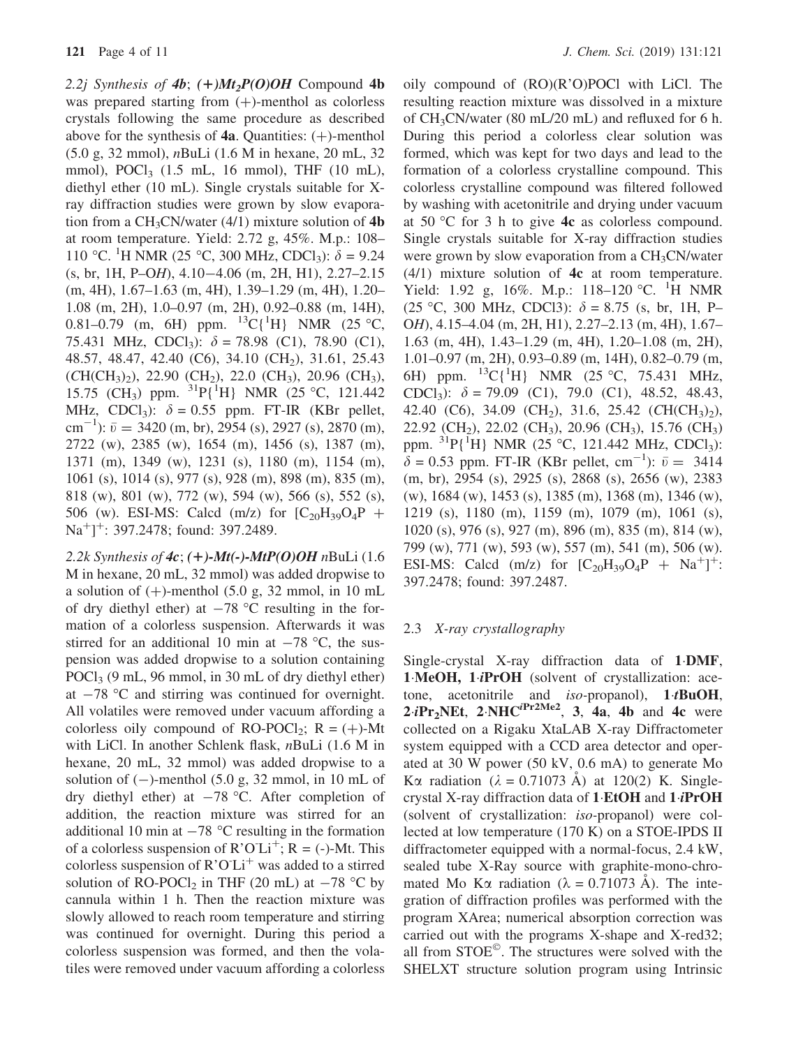*2.2j Synthesis of* **4b**; *(+)Mt$_2$P(O)OH* Compound **4b** was prepared starting from (+)-menthol as colorless crystals following the same procedure as described above for the synthesis of **4a**. Quantities: (+)-menthol (5.0 g, 32 mmol), *n*BuLi (1.6 M in hexane, 20 mL, 32 mmol), $POCl_3$ (1.5 mL, 16 mmol), THF (10 mL), diethyl ether (10 mL). Single crystals suitable for X-ray diffraction studies were grown by slow evaporation from a $CH_3CN$/water (4/1) mixture solution of **4b** at room temperature. Yield: 2.72 g, 45%. M.p.: 108–110 °C. $^1$H NMR (25 °C, 300 MHz, $CDCl_3$): $\delta$ = 9.24 (s, br, 1H, P–O*H*), 4.10−4.06 (m, 2H, H1), 2.27–2.15 (m, 4H), 1.67–1.63 (m, 4H), 1.39–1.29 (m, 4H), 1.20–1.08 (m, 2H), 1.0–0.97 (m, 2H), 0.92–0.88 (m, 14H), 0.81–0.79 (m, 6H) ppm. $^{13}$C{$^1$H} NMR (25 °C, 75.431 MHz, $CDCl_3$): $\delta$ = 78.98 (C1), 78.90 (C1), 48.57, 48.47, 42.40 (C6), 34.10 ($CH_2$), 31.61, 25.43 ($C$H($CH_3$)$_2$), 22.90 ($CH_2$), 22.0 ($CH_3$), 20.96 ($CH_3$), 15.75 ($CH_3$) ppm. $^{31}$P{$^1$H} NMR (25 °C, 121.442 MHz, $CDCl_3$): $\delta$ = 0.55 ppm. FT-IR (KBr pellet, cm$^{-1}$): $\bar{\upsilon}$ = 3420 (m, br), 2954 (s), 2927 (s), 2870 (m), 2722 (w), 2385 (w), 1654 (m), 1456 (s), 1387 (m), 1371 (m), 1349 (w), 1231 (s), 1180 (m), 1154 (m), 1061 (s), 1014 (s), 977 (s), 928 (m), 898 (m), 835 (m), 818 (w), 801 (w), 772 (w), 594 (w), 566 (s), 552 (s), 506 (w). ESI-MS: Calcd (m/z) for [$C_{20}H_{39}O_4P$ + $Na^+$]$^+$: 397.2478; found: 397.2489.

*2.2k Synthesis of* **4c**; *(+)-Mt(-)-MtP(O)OH* *n*BuLi (1.6 M in hexane, 20 mL, 32 mmol) was added dropwise to a solution of (+)-menthol (5.0 g, 32 mmol, in 10 mL of dry diethyl ether) at −78 °C resulting in the formation of a colorless suspension. Afterwards it was stirred for an additional 10 min at −78 °C, the suspension was added dropwise to a solution containing $POCl_3$ (9 mL, 96 mmol, in 30 mL of dry diethyl ether) at −78 °C and stirring was continued for overnight. All volatiles were removed under vacuum affording a colorless oily compound of RO-$POCl_2$; R = (+)-Mt with LiCl. In another Schlenk flask, *n*BuLi (1.6 M in hexane, 20 mL, 32 mmol) was added dropwise to a solution of (−)-menthol (5.0 g, 32 mmol, in 10 mL of dry diethyl ether) at −78 °C. After completion of addition, the reaction mixture was stirred for an additional 10 min at −78 °C resulting in the formation of a colorless suspension of R'O$^-$Li$^+$; R = (-)-Mt. This colorless suspension of R'O$^-$Li$^+$ was added to a stirred solution of RO-$POCl_2$ in THF (20 mL) at −78 °C by cannula within 1 h. Then the reaction mixture was slowly allowed to reach room temperature and stirring was continued for overnight. During this period a colorless suspension was formed, and then the volatiles were removed under vacuum affording a colorless oily compound of (RO)(R'O)POCl with LiCl. The resulting reaction mixture was dissolved in a mixture of $CH_3CN$/water (80 mL/20 mL) and refluxed for 6 h. During this period a colorless clear solution was formed, which was kept for two days and lead to the formation of a colorless crystalline compound. This colorless crystalline compound was filtered followed by washing with acetonitrile and drying under vacuum at 50 °C for 3 h to give **4c** as colorless compound. Single crystals suitable for X-ray diffraction studies were grown by slow evaporation from a $CH_3CN$/water (4/1) mixture solution of **4c** at room temperature. Yield: 1.92 g, 16%. M.p.: 118–120 °C. $^1$H NMR (25 °C, 300 MHz, CDCl3): $\delta$ = 8.75 (s, br, 1H, P–O*H*), 4.15–4.04 (m, 2H, H1), 2.27–2.13 (m, 4H), 1.67–1.63 (m, 4H), 1.43–1.29 (m, 4H), 1.20–1.08 (m, 2H), 1.01–0.97 (m, 2H), 0.93–0.89 (m, 14H), 0.82–0.79 (m, 6H) ppm. $^{13}$C{$^1$H} NMR (25 °C, 75.431 MHz, $CDCl_3$): $\delta$ = 79.09 (C1), 79.0 (C1), 48.52, 48.43, 42.40 (C6), 34.09 ($CH_2$), 31.6, 25.42 ($C$H($CH_3$)$_2$), 22.92 ($CH_2$), 22.02 ($CH_3$), 20.96 ($CH_3$), 15.76 ($CH_3$) ppm. $^{31}$P{$^1$H} NMR (25 °C, 121.442 MHz, $CDCl_3$): $\delta$ = 0.53 ppm. FT-IR (KBr pellet, cm$^{-1}$): $\bar{\upsilon}$ = 3414 (m, br), 2954 (s), 2925 (s), 2868 (s), 2656 (w), 2383 (w), 1684 (w), 1453 (s), 1385 (m), 1368 (m), 1346 (w), 1219 (s), 1180 (m), 1159 (m), 1079 (m), 1061 (s), 1020 (s), 976 (s), 927 (m), 896 (m), 835 (m), 814 (w), 799 (w), 771 (w), 593 (w), 557 (m), 541 (m), 506 (w). ESI-MS: Calcd (m/z) for [$C_{20}H_{39}O_4P$ + $Na^+$]$^+$: 397.2478; found: 397.2487.

## 2.3 *X-ray crystallography*

Single-crystal X-ray diffraction data of **1·DMF**, **1·MeOH, 1·*i*PrOH** (solvent of crystallization: acetone, acetonitrile and *iso*-propanol), **1·*t*BuOH**, **2·*i*Pr$_2$NEt**, **2·NHC$^{iPr2Me2}$**, **3**, **4a**, **4b** and **4c** were collected on a Rigaku XtaLAB X-ray Diffractometer system equipped with a CCD area detector and operated at 30 W power (50 kV, 0.6 mA) to generate Mo K$\alpha$ radiation ($\lambda$ = 0.71073 Å) at 120(2) K. Single-crystal X-ray diffraction data of **1·EtOH** and **1·*i*PrOH** (solvent of crystallization: *iso*-propanol) were collected at low temperature (170 K) on a STOE-IPDS II diffractometer equipped with a normal-focus, 2.4 kW, sealed tube X-Ray source with graphite-mono-chromated Mo K$\alpha$ radiation ($\lambda$ = 0.71073 Å). The integration of diffraction profiles was performed with the program XArea; numerical absorption correction was carried out with the programs X-shape and X-red32; all from STOE©. The structures were solved with the SHELXT structure solution program using Intrinsic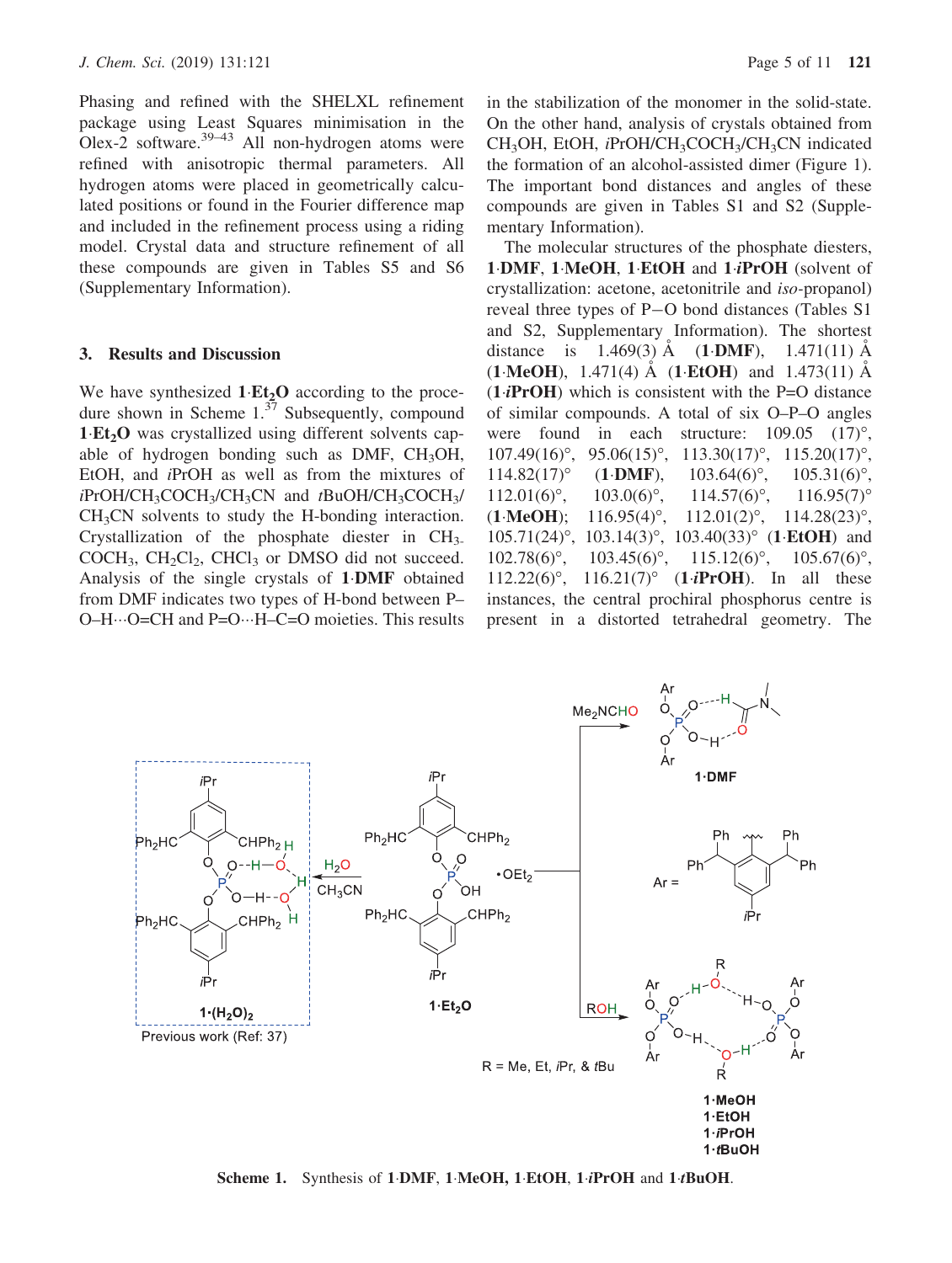Phasing and refined with the SHELXL refinement package using Least Squares minimisation in the Olex-2 software.[39–43] All non-hydrogen atoms were refined with anisotropic thermal parameters. All hydrogen atoms were placed in geometrically calculated positions or found in the Fourier difference map and included in the refinement process using a riding model. Crystal data and structure refinement of all these compounds are given in Tables S5 and S6 (Supplementary Information).

## 3. Results and Discussion

We have synthesized **1·Et$_2$O** according to the procedure shown in Scheme 1.[37] Subsequently, compound **1·Et$_2$O** was crystallized using different solvents capable of hydrogen bonding such as DMF, $CH_3OH$, EtOH, and *i*PrOH as well as from the mixtures of *i*PrOH/$CH_3COCH_3$/$CH_3CN$ and *t*BuOH/$CH_3COCH_3$/$CH_3CN$ solvents to study the H-bonding interaction. Crystallization of the phosphate diester in $CH_3COCH_3$, $CH_2Cl_2$, $CHCl_3$ or DMSO did not succeed. Analysis of the single crystals of **1·DMF** obtained from DMF indicates two types of H-bond between P–O–H···O=CH and P=O···H–C=O moieties. This results in the stabilization of the monomer in the solid-state. On the other hand, analysis of crystals obtained from $CH_3OH$, EtOH, *i*PrOH/$CH_3COCH_3$/$CH_3CN$ indicated the formation of an alcohol-assisted dimer (Figure 1). The important bond distances and angles of these compounds are given in Tables S1 and S2 (Supplementary Information).

The molecular structures of the phosphate diesters, **1·DMF**, **1·MeOH**, **1·EtOH** and **1·*i*PrOH** (solvent of crystallization: acetone, acetonitrile and *iso*-propanol) reveal three types of P–O bond distances (Tables S1 and S2, Supplementary Information). The shortest distance is 1.469(3) Å (**1·DMF**), 1.471(11) Å (**1·MeOH**), 1.471(4) Å (**1·EtOH**) and 1.473(11) Å (**1·*i*PrOH**) which is consistent with the P=O distance of similar compounds. A total of six O–P–O angles were found in each structure: 109.05 (17)°, 107.49(16)°, 95.06(15)°, 113.30(17)°, 115.20(17)°, 114.82(17)° (**1·DMF**), 103.64(6)°, 105.31(6)°, 112.01(6)°, 103.0(6)°, 114.57(6)°, 116.95(7)° (**1·MeOH**); 116.95(4)°, 112.01(2)°, 114.28(23)°, 105.71(24)°, 103.14(3)°, 103.40(33)° (**1·EtOH**) and 102.78(6)°, 103.45(6)°, 115.12(6)°, 105.67(6)°, 112.22(6)°, 116.21(7)° (**1·*i*PrOH**). In all these instances, the central prochiral phosphorus centre is present in a distorted tetrahedral geometry. The

iPr
Ph2HC
CHPh2
H
O
O
H
O
P
H
O
O
H
O
H
Ph2HC
CHPh2
iPr
1·(H2O)2
Previous work (Ref: 37)
H2O
CH3CN
iPr
Ph2HC
CHPh2
O
O
P
O
OH
Ph2HC
CHPh2
iPr
1·Et2O
•OEt2
Me2NCHO
Ar
O
O
H
N
P
O
O
H
O
Ar
1·DMF
Ph
Ph
Ph
Ph
Ar =
iPr
ROH
R = Me, Et, iPr, & tBu
R
Ar
O
O
H
O
H
O
Ar
O
P
P
O
O
O
H
O
H
O
Ar
Ar
R
1·MeOH
1·EtOH
1·iPrOH
1·tBuOH

**Scheme 1.** Synthesis of **1·DMF**, **1·MeOH, 1·EtOH**, **1·*i*PrOH** and **1·*t*BuOH**.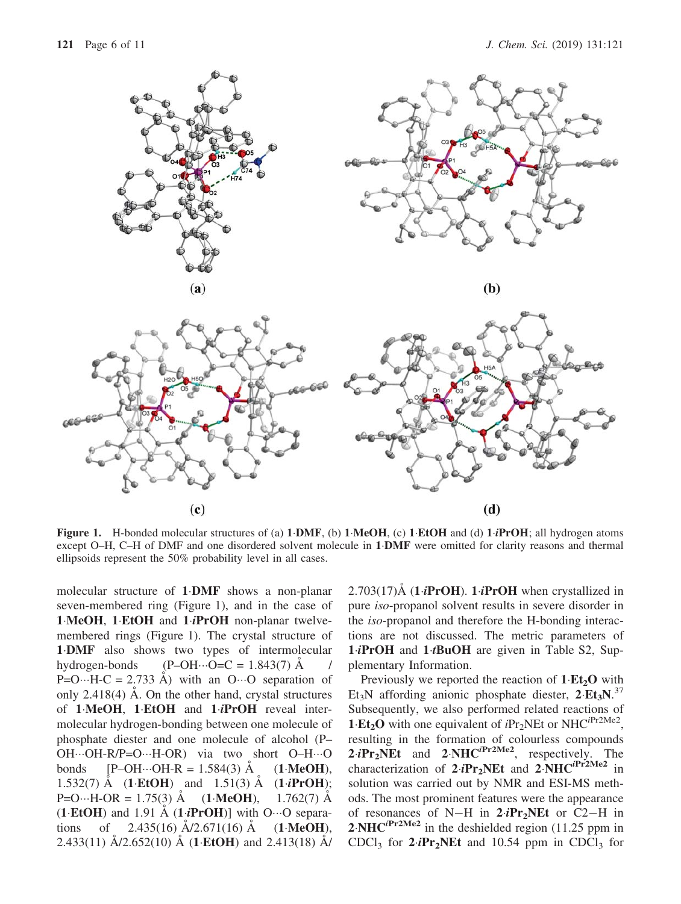**Figure 1.** H-bonded molecular structures of (a) **1·DMF**, (b) **1·MeOH**, (c) **1·EtOH** and (d) **1·*i*PrOH**; all hydrogen atoms except O–H, C–H of DMF and one disordered solvent molecule in **1·DMF** were omitted for clarity reasons and thermal ellipsoids represent the 50% probability level in all cases.

molecular structure of **1·DMF** shows a non-planar seven-membered ring (Figure 1), and in the case of **1·MeOH**, **1·EtOH** and **1·*i*PrOH** non-planar twelve-membered rings (Figure 1). The crystal structure of **1·DMF** also shows two types of intermolecular hydrogen-bonds (P–OH···O=C = 1.843(7) Å / P=O···H-C = 2.733 Å) with an O···O separation of only 2.418(4) Å. On the other hand, crystal structures of **1·MeOH**, **1·EtOH** and **1·*i*PrOH** reveal intermolecular hydrogen-bonding between one molecule of phosphate diester and one molecule of alcohol (P–OH···OH-R/P=O···H-OR) via two short O–H···O bonds [P–OH···OH-R = 1.584(3) Å (**1·MeOH**), 1.532(7) Å (**1·EtOH**) and 1.51(3) Å (**1·*i*PrOH**); P=O···H-OR = 1.75(3) Å (**1·MeOH**), 1.762(7) Å (**1·EtOH**) and 1.91 Å (**1·*i*PrOH**)] with O···O separations of 2.435(16) Å/2.671(16) Å (**1·MeOH**), 2.433(11) Å/2.652(10) Å (**1·EtOH**) and 2.413(18) Å/2.703(17)Å (**1·*i*PrOH**). **1·*i*PrOH** when crystallized in pure *iso*-propanol solvent results in severe disorder in the *iso*-propanol and therefore the H-bonding interactions are not discussed. The metric parameters of **1·*i*PrOH** and **1·*t*BuOH** are given in Table S2, Supplementary Information.

Previously we reported the reaction of **1·Et$_2$O** with Et$_3$N affording anionic phosphate diester, **2·Et$_3$N**.[37] Subsequently, we also performed related reactions of **1·Et$_2$O** with one equivalent of *i*Pr$_2$NEt or NHC$^{iPr2Me2}$, resulting in the formation of colourless compounds **2·*i*Pr$_2$NEt** and **2·NHC$^{iPr2Me2}$**, respectively. The characterization of **2·*i*Pr$_2$NEt** and **2·NHC$^{iPr2Me2}$** in solution was carried out by NMR and ESI-MS methods. The most prominent features were the appearance of resonances of N–H in **2·*i*Pr$_2$NEt** or C2–H in **2·NHC$^{iPr2Me2}$** in the deshielded region (11.25 ppm in CDCl$_3$ for **2·*i*Pr$_2$NEt** and 10.54 ppm in CDCl$_3$ for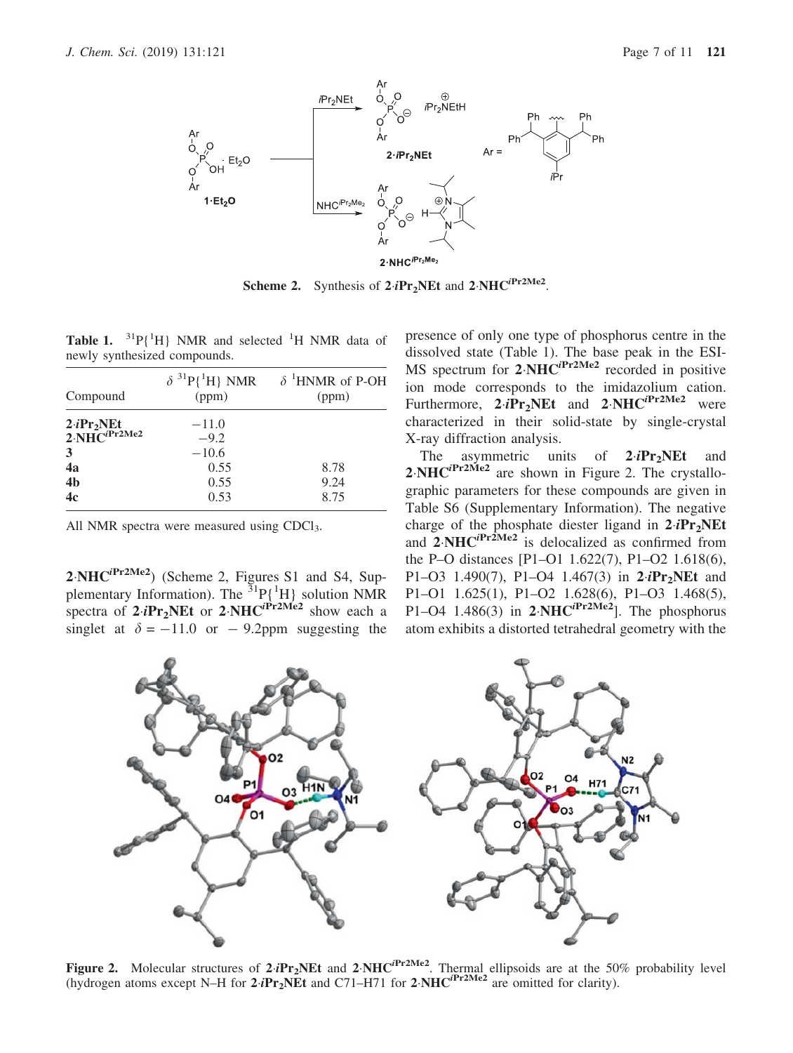**Scheme 2.** Synthesis of **2·*i*Pr$_2$NEt** and **2·NHC$^{iPr2Me2}$**.

**Table 1.** $^{31}$P{$^{1}$H} NMR and selected $^{1}$H NMR data of newly synthesized compounds.

| Compound | $\delta$ $^{31}$P{$^{1}$H} NMR (ppm) | $\delta$ $^{1}$HNMR of P-OH (ppm) |
|---|---|---|
| **2·*i*Pr$_2$NEt** | −11.0 | |
| **2·NHC$^{iPr2Me2}$** | −9.2 | |
| **3** | −10.6 | |
| **4a** | 0.55 | 8.78 |
| **4b** | 0.55 | 9.24 |
| **4c** | 0.53 | 8.75 |

All NMR spectra were measured using $CDCl_3$.

**2·NHC$^{iPr2Me2}$**) (Scheme 2, Figures S1 and S4, Supplementary Information). The $^{31}$P{$^{1}$H} solution NMR spectra of **2·*i*Pr$_2$NEt** or **2·NHC$^{iPr2Me2}$** show each a singlet at $\delta = -11.0$ or $-9.2$ppm suggesting the presence of only one type of phosphorus centre in the dissolved state (Table 1). The base peak in the ESI-MS spectrum for **2·NHC$^{iPr2Me2}$** recorded in positive ion mode corresponds to the imidazolium cation. Furthermore, **2·*i*Pr$_2$NEt** and **2·NHC$^{iPr2Me2}$** were characterized in their solid-state by single-crystal X-ray diffraction analysis.

The asymmetric units of **2·*i*Pr$_2$NEt** and **2·NHC$^{iPr2Me2}$** are shown in Figure 2. The crystallographic parameters for these compounds are given in Table S6 (Supplementary Information). The negative charge of the phosphate diester ligand in **2·*i*Pr$_2$NEt** and **2·NHC$^{iPr2Me2}$** is delocalized as confirmed from the P–O distances [P1–O1 1.622(7), P1–O2 1.618(6), P1–O3 1.490(7), P1–O4 1.467(3) in **2·*i*Pr$_2$NEt** and P1–O1 1.625(1), P1–O2 1.628(6), P1–O3 1.468(5), P1–O4 1.486(3) in **2·NHC$^{iPr2Me2}$**]. The phosphorus atom exhibits a distorted tetrahedral geometry with the

**Figure 2.** Molecular structures of **2·*i*Pr$_2$NEt** and **2·NHC$^{iPr2Me2}$**. Thermal ellipsoids are at the 50% probability level (hydrogen atoms except N–H for **2·*i*Pr$_2$NEt** and C71–H71 for **2·NHC$^{iPr2Me2}$** are omitted for clarity).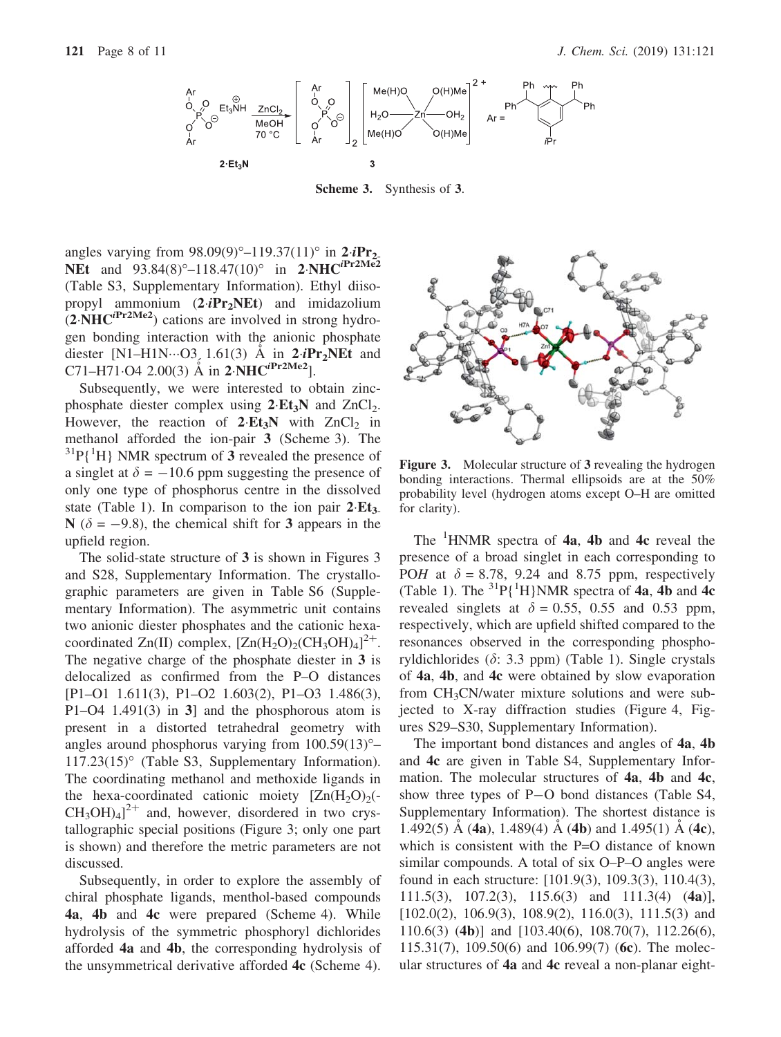Scheme 3. Synthesis of **3**.

angles varying from 98.09(9)°–119.37(11)° in **2·*i*Pr$_2$NEt** and 93.84(8)°–118.47(10)° in **2·NHC$^{iPr2Me2}$** (Table S3, Supplementary Information). Ethyl diisopropyl ammonium (**2·*i*Pr$_2$NEt**) and imidazolium (**2·NHC$^{iPr2Me2}$**) cations are involved in strong hydrogen bonding interaction with the anionic phosphate diester [N1–H1N···O3, 1.61(3) Å in **2·*i*Pr$_2$NEt** and C71–H71·O4 2.00(3) Å in **2·NHC$^{iPr2Me2}$**].

Subsequently, we were interested to obtain zinc-phosphate diester complex using **2·Et$_3$N** and $ZnCl_2$. However, the reaction of **2·Et$_3$N** with $ZnCl_2$ in methanol afforded the ion-pair **3** (Scheme 3). The $^{31}P\{^1H\}$ NMR spectrum of **3** revealed the presence of a singlet at $\delta = -10.6$ ppm suggesting the presence of only one type of phosphorus centre in the dissolved state (Table 1). In comparison to the ion pair **2·Et$_3$N** ($\delta = -9.8$), the chemical shift for **3** appears in the upfield region.

The solid-state structure of **3** is shown in Figures 3 and S28, Supplementary Information. The crystallographic parameters are given in Table S6 (Supplementary Information). The asymmetric unit contains two anionic diester phosphates and the cationic hexa-coordinated Zn(II) complex, $[Zn(H_2O)_2(CH_3OH)_4]^{2+}$. The negative charge of the phosphate diester in **3** is delocalized as confirmed from the P–O distances [P1–O1 1.611(3), P1–O2 1.603(2), P1–O3 1.486(3), P1–O4 1.491(3) in **3**] and the phosphorous atom is present in a distorted tetrahedral geometry with angles around phosphorus varying from 100.59(13)°–117.23(15)° (Table S3, Supplementary Information). The coordinating methanol and methoxide ligands in the hexa-coordinated cationic moiety $[Zn(H_2O)_2(CH_3OH)_4]^{2+}$ and, however, disordered in two crystallographic special positions (Figure 3; only one part is shown) and therefore the metric parameters are not discussed.

Subsequently, in order to explore the assembly of chiral phosphate ligands, menthol-based compounds **4a**, **4b** and **4c** were prepared (Scheme 4). While hydrolysis of the symmetric phosphoryl dichlorides afforded **4a** and **4b**, the corresponding hydrolysis of the unsymmetrical derivative afforded **4c** (Scheme 4).

**Figure 3.** Molecular structure of **3** revealing the hydrogen bonding interactions. Thermal ellipsoids are at the 50% probability level (hydrogen atoms except O–H are omitted for clarity).

The $^1$HNMR spectra of **4a**, **4b** and **4c** reveal the presence of a broad singlet in each corresponding to PO*H* at $\delta = 8.78$, 9.24 and 8.75 ppm, respectively (Table 1). The $^{31}P\{^1H\}$NMR spectra of **4a**, **4b** and **4c** revealed singlets at $\delta = 0.55$, 0.55 and 0.53 ppm, respectively, which are upfield shifted compared to the resonances observed in the corresponding phosphoryldichlorides ($\delta$: 3.3 ppm) (Table 1). Single crystals of **4a**, **4b**, and **4c** were obtained by slow evaporation from $CH_3CN$/water mixture solutions and were subjected to X-ray diffraction studies (Figure 4, Figures S29–S30, Supplementary Information).

The important bond distances and angles of **4a**, **4b** and **4c** are given in Table S4, Supplementary Information. The molecular structures of **4a**, **4b** and **4c**, show three types of P–O bond distances (Table S4, Supplementary Information). The shortest distance is 1.492(5) Å (**4a**), 1.489(4) Å (**4b**) and 1.495(1) Å (**4c**), which is consistent with the P=O distance of known similar compounds. A total of six O–P–O angles were found in each structure: [101.9(3), 109.3(3), 110.4(3), 111.5(3), 107.2(3), 115.6(3) and 111.3(4) (**4a**)], [102.0(2), 106.9(3), 108.9(2), 116.0(3), 111.5(3) and 110.6(3) (**4b**)] and [103.40(6), 108.70(7), 112.26(6), 115.31(7), 109.50(6) and 106.99(7) (**6c**). The molecular structures of **4a** and **4c** reveal a non-planar eight-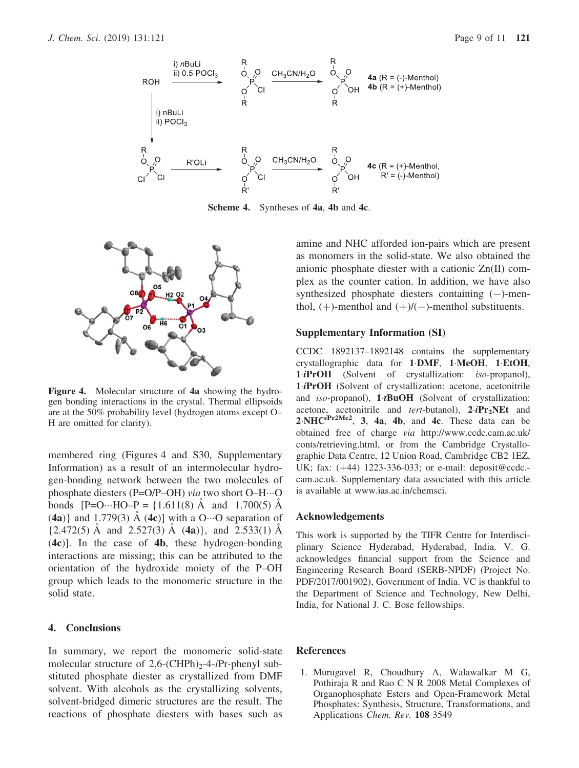i) *n*BuLi
ii) 0.5 $POCl_3$

ROH

$CH_3CN/H_2O$

**4a** (R = (-)-Menthol)
**4b** (R = (+)-Menthol)

i) nBuLi
ii) $POCl_3$

R'OLi

$CH_3CN/H_2O$

**4c** (R = (+)-Menthol, R' = (-)-Menthol)

**Scheme 4.** Syntheses of **4a**, **4b** and **4c**.

O8 O5 H2 O2 P1 O4 P2 O7 O6 H6 O1 O3

**Figure 4.** Molecular structure of **4a** showing the hydrogen bonding interactions in the crystal. Thermal ellipsoids are at the 50% probability level (hydrogen atoms except O–H are omitted for clarity).

membered ring (Figures 4 and S30, Supplementary Information) as a result of an intermolecular hydrogen-bonding network between the two molecules of phosphate diesters (P=O/P–OH) *via* two short O–H···O bonds [P=O···HO–P = {1.611(8) Å and 1.700(5) Å (**4a**)} and 1.779(3) Å (**4c**)] with a O···O separation of {2.472(5) Å and 2.527(3) Å (**4a**)}, and 2.533(1) Å (**4c**)]. In the case of **4b**, these hydrogen-bonding interactions are missing; this can be attributed to the orientation of the hydroxide moiety of the P–OH group which leads to the monomeric structure in the solid state.

## 4. Conclusions

In summary, we report the monomeric solid-state molecular structure of 2,6-$(CHPh)_2$-4-*i*Pr-phenyl substituted phosphate diester as crystallized from DMF solvent. With alcohols as the crystallizing solvents, solvent-bridged dimeric structures are the result. The reactions of phosphate diesters with bases such as amine and NHC afforded ion-pairs which are present as monomers in the solid-state. We also obtained the anionic phosphate diester with a cationic Zn(II) complex as the counter cation. In addition, we have also synthesized phosphate diesters containing (−)-menthol, (+)-menthol and (+)/(−)-menthol substituents.

## Supplementary Information (SI)

CCDC 1892137–1892148 contains the supplementary crystallographic data for **1·DMF**, **1·MeOH**, **1·EtOH**, **1·*i*PrOH** (Solvent of crystallization: *iso*-propanol), **1·*i*PrOH** (Solvent of crystallization: acetone, acetonitrile and *iso*-propanol), **1·*t*BuOH** (Solvent of crystallization: acetone, acetonitrile and *tert*-butanol), **2·*i*Pr$_2$NEt** and **2·NHC$^{iPr2Me2}$**, **3**, **4a**, **4b**, and **4c**. These data can be obtained free of charge *via* http://www.ccdc.cam.ac.uk/conts/retrieving.html, or from the Cambridge Crystallographic Data Centre, 12 Union Road, Cambridge CB2 1EZ, UK; fax: (+44) 1223-336-033; or e-mail: deposit@ccdc.cam.ac.uk. Supplementary data associated with this article is available at www.ias.ac.in/chemsci.

## Acknowledgements

This work is supported by the TIFR Centre for Interdisciplinary Science Hyderabad, Hyderabad, India. V. G. acknowledges financial support from the Science and Engineering Research Board (SERB-NPDF) (Project No. PDF/2017/001902), Government of India. VC is thankful to the Department of Science and Technology, New Delhi, India, for National J. C. Bose fellowships.

## References

1. Murugavel R, Choudhury A, Walawalkar M G, Pothiraja R and Rao C N R 2008 Metal Complexes of Organophosphate Esters and Open-Framework Metal Phosphates: Synthesis, Structure, Transformations, and Applications *Chem. Rev.* **108** 3549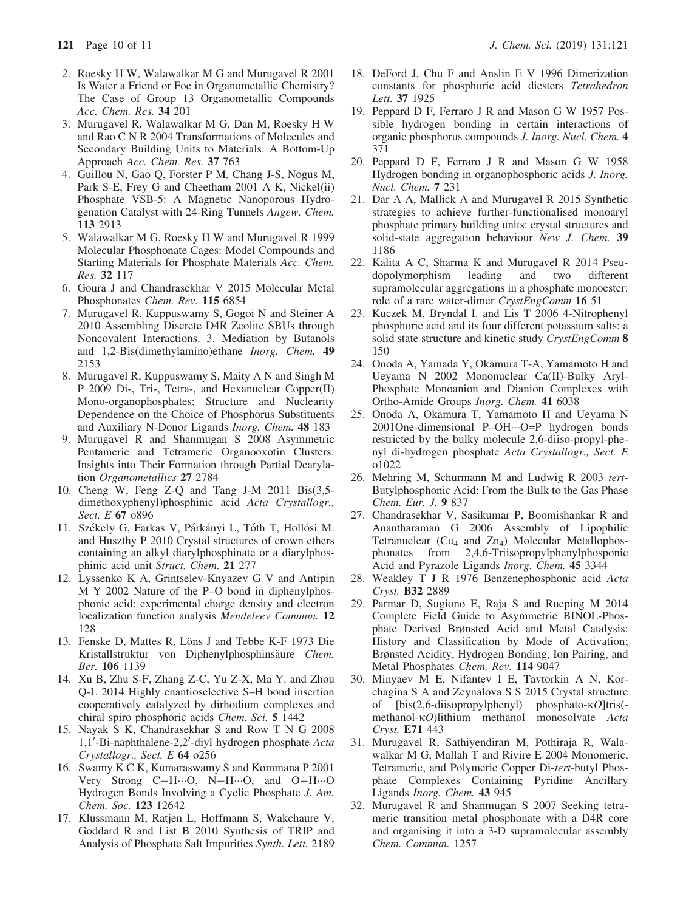2. Roesky H W, Walawalkar M G and Murugavel R 2001 Is Water a Friend or Foe in Organometallic Chemistry? The Case of Group 13 Organometallic Compounds *Acc. Chem. Res.* **34** 201
3. Murugavel R, Walawalkar M G, Dan M, Roesky H W and Rao C N R 2004 Transformations of Molecules and Secondary Building Units to Materials: A Bottom-Up Approach *Acc. Chem. Res.* **37** 763
4. Guillou N, Gao Q, Forster P M, Chang J-S, Nogus M, Park S-E, Frey G and Cheetham 2001 A K, Nickel(ii) Phosphate VSB-5: A Magnetic Nanoporous Hydrogenation Catalyst with 24-Ring Tunnels *Angew. Chem.* **113** 2913
5. Walawalkar M G, Roesky H W and Murugavel R 1999 Molecular Phosphonate Cages: Model Compounds and Starting Materials for Phosphate Materials *Acc. Chem. Res.* **32** 117
6. Goura J and Chandrasekhar V 2015 Molecular Metal Phosphonates *Chem. Rev.* **115** 6854
7. Murugavel R, Kuppuswamy S, Gogoi N and Steiner A 2010 Assembling Discrete D4R Zeolite SBUs through Noncovalent Interactions. 3. Mediation by Butanols and 1,2-Bis(dimethylamino)ethane *Inorg. Chem.* **49** 2153
8. Murugavel R, Kuppuswamy S, Maity A N and Singh M P 2009 Di-, Tri-, Tetra-, and Hexanuclear Copper(II) Mono-organophosphates: Structure and Nuclearity Dependence on the Choice of Phosphorus Substituents and Auxiliary N-Donor Ligands *Inorg. Chem.* **48** 183
9. Murugavel R and Shanmugan S 2008 Asymmetric Pentameric and Tetrameric Organooxotin Clusters: Insights into Their Formation through Partial Dearylation *Organometallics* **27** 2784
10. Cheng W, Feng Z-Q and Tang J-M 2011 Bis(3,5-dimethoxyphenyl)phosphinic acid *Acta Crystallogr., Sect. E* **67** o896
11. Székely G, Farkas V, Párkányi L, Tóth T, Hollósi M. and Huszthy P 2010 Crystal structures of crown ethers containing an alkyl diarylphosphinate or a diarylphosphinic acid unit *Struct. Chem.* **21** 277
12. Lyssenko K A, Grintselev-Knyazev G V and Antipin M Y 2002 Nature of the P–O bond in diphenylphosphonic acid: experimental charge density and electron localization function analysis *Mendeleev Commun.* **12** 128
13. Fenske D, Mattes R, Löns J and Tebbe K-F 1973 Die Kristallstruktur von Diphenylphosphinsäure *Chem. Ber.* **106** 1139
14. Xu B, Zhu S-F, Zhang Z-C, Yu Z-X, Ma Y. and Zhou Q-L 2014 Highly enantioselective S–H bond insertion cooperatively catalyzed by dirhodium complexes and chiral spiro phosphoric acids *Chem. Sci.* **5** 1442
15. Nayak S K, Chandrasekhar S and Row T N G 2008 1,1′-Bi-naphthalene-2,2′-diyl hydrogen phosphate *Acta Crystallogr., Sect. E* **64** o256
16. Swamy K C K, Kumaraswamy S and Kommana P 2001 Very Strong C−H···O, N−H···O, and O−H···O Hydrogen Bonds Involving a Cyclic Phosphate *J. Am. Chem. Soc.* **123** 12642
17. Klussmann M, Ratjen L, Hoffmann S, Wakchaure V, Goddard R and List B 2010 Synthesis of TRIP and Analysis of Phosphate Salt Impurities *Synth. Lett.* 2189
18. DeFord J, Chu F and Anslin E V 1996 Dimerization constants for phosphoric acid diesters *Tetrahedron Lett.* **37** 1925
19. Peppard D F, Ferraro J R and Mason G W 1957 Possible hydrogen bonding in certain interactions of organic phosphorus compounds *J. Inorg. Nucl. Chem.* **4** 371
20. Peppard D F, Ferraro J R and Mason G W 1958 Hydrogen bonding in organophosphoric acids *J. Inorg. Nucl. Chem.* **7** 231
21. Dar A A, Mallick A and Murugavel R 2015 Synthetic strategies to achieve further-functionalised monoaryl phosphate primary building units: crystal structures and solid-state aggregation behaviour *New J. Chem.* **39** 1186
22. Kalita A C, Sharma K and Murugavel R 2014 Pseudopolymorphism leading and two different supramolecular aggregations in a phosphate monoester: role of a rare water-dimer *CrystEngComm* **16** 51
23. Kuczek M, Bryndal I. and Lis T 2006 4-Nitrophenyl phosphoric acid and its four different potassium salts: a solid state structure and kinetic study *CrystEngComm* **8** 150
24. Onoda A, Yamada Y, Okamura T-A, Yamamoto H and Ueyama N 2002 Mononuclear Ca(II)-Bulky Aryl-Phosphate Monoanion and Dianion Complexes with Ortho-Amide Groups *Inorg. Chem.* **41** 6038
25. Onoda A, Okamura T, Yamamoto H and Ueyama N 2001One-dimensional P–OH···O=P hydrogen bonds restricted by the bulky molecule 2,6-diiso-propyl-phenyl di-hydrogen phosphate *Acta Crystallogr., Sect. E* o1022
26. Mehring M, Schurmann M and Ludwig R 2003 *tert*-Butylphosphonic Acid: From the Bulk to the Gas Phase *Chem. Eur. J.* **9** 837
27. Chandrasekhar V, Sasikumar P, Boomishankar R and Anantharaman G 2006 Assembly of Lipophilic Tetranuclear ($Cu_4$ and $Zn_4$) Molecular Metallophosphonates from 2,4,6-Triisopropylphenylphosphonic Acid and Pyrazole Ligands *Inorg. Chem.* **45** 3344
28. Weakley T J R 1976 Benzenephosphonic acid *Acta Cryst.* **B32** 2889
29. Parmar D, Sugiono E, Raja S and Rueping M 2014 Complete Field Guide to Asymmetric BINOL-Phosphate Derived Brønsted Acid and Metal Catalysis: History and Classification by Mode of Activation; Brønsted Acidity, Hydrogen Bonding, Ion Pairing, and Metal Phosphates *Chem. Rev.* **114** 9047
30. Minyaev M E, Nifantev I E, Tavtorkin A N, Korchagina S A and Zeynalova S S 2015 Crystal structure of [bis(2,6-diisopropylphenyl) phosphato-κ*O*]tris(-methanol-κ*O*)lithium methanol monosolvate *Acta Cryst.* **E71** 443
31. Murugavel R, Sathiyendiran M, Pothiraja R, Walawalkar M G, Mallah T and Rivire E 2004 Monomeric, Tetrameric, and Polymeric Copper Di-*tert*-butyl Phosphate Complexes Containing Pyridine Ancillary Ligands *Inorg. Chem.* **43** 945
32. Murugavel R and Shanmugan S 2007 Seeking tetrameric transition metal phosphonate with a D4R core and organising it into a 3-D supramolecular assembly *Chem. Commun.* 1257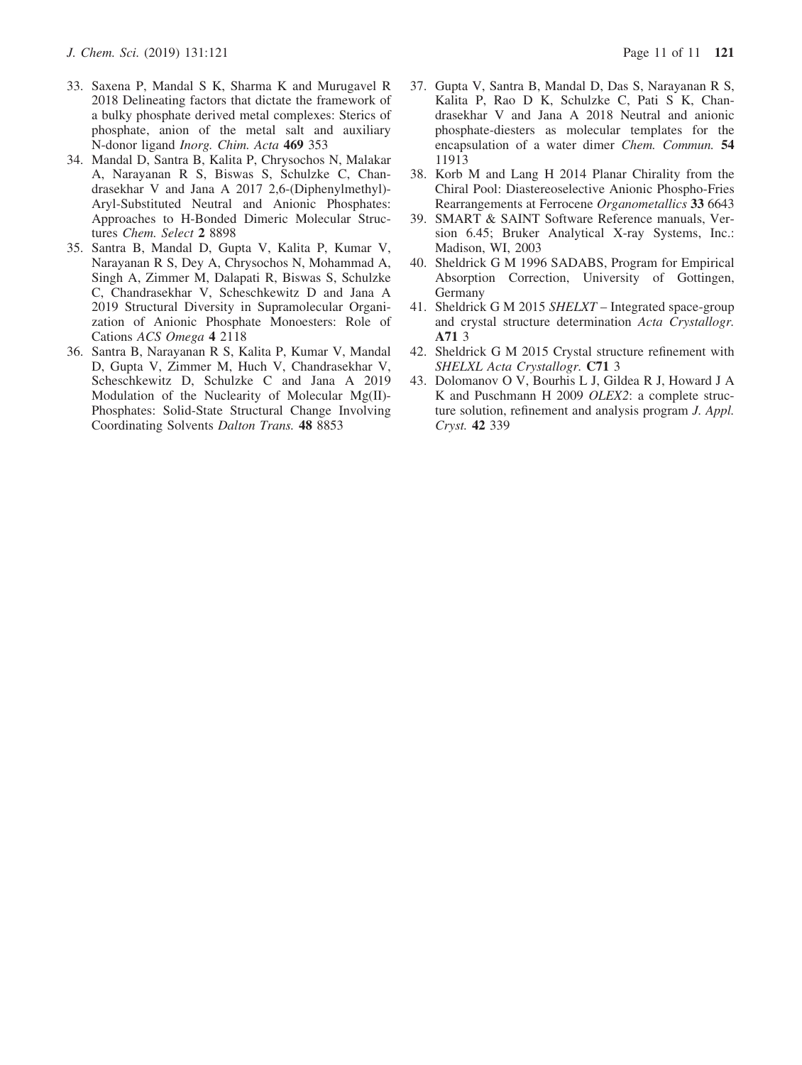33. Saxena P, Mandal S K, Sharma K and Murugavel R 2018 Delineating factors that dictate the framework of a bulky phosphate derived metal complexes: Sterics of phosphate, anion of the metal salt and auxiliary N-donor ligand *Inorg. Chim. Acta* **469** 353
34. Mandal D, Santra B, Kalita P, Chrysochos N, Malakar A, Narayanan R S, Biswas S, Schulzke C, Chandrasekhar V and Jana A 2017 2,6-(Diphenylmethyl)-Aryl-Substituted Neutral and Anionic Phosphates: Approaches to H-Bonded Dimeric Molecular Structures *Chem. Select* **2** 8898
35. Santra B, Mandal D, Gupta V, Kalita P, Kumar V, Narayanan R S, Dey A, Chrysochos N, Mohammad A, Singh A, Zimmer M, Dalapati R, Biswas S, Schulzke C, Chandrasekhar V, Scheschkewitz D and Jana A 2019 Structural Diversity in Supramolecular Organization of Anionic Phosphate Monoesters: Role of Cations *ACS Omega* **4** 2118
36. Santra B, Narayanan R S, Kalita P, Kumar V, Mandal D, Gupta V, Zimmer M, Huch V, Chandrasekhar V, Scheschkewitz D, Schulzke C and Jana A 2019 Modulation of the Nuclearity of Molecular Mg(II)-Phosphates: Solid-State Structural Change Involving Coordinating Solvents *Dalton Trans.* **48** 8853
37. Gupta V, Santra B, Mandal D, Das S, Narayanan R S, Kalita P, Rao D K, Schulzke C, Pati S K, Chandrasekhar V and Jana A 2018 Neutral and anionic phosphate-diesters as molecular templates for the encapsulation of a water dimer *Chem. Commun.* **54** 11913
38. Korb M and Lang H 2014 Planar Chirality from the Chiral Pool: Diastereoselective Anionic Phospho-Fries Rearrangements at Ferrocene *Organometallics* **33** 6643
39. SMART & SAINT Software Reference manuals, Version 6.45; Bruker Analytical X-ray Systems, Inc.: Madison, WI, 2003
40. Sheldrick G M 1996 SADABS, Program for Empirical Absorption Correction, University of Gottingen, Germany
41. Sheldrick G M 2015 *SHELXT* – Integrated space-group and crystal structure determination *Acta Crystallogr.* **A71** 3
42. Sheldrick G M 2015 Crystal structure refinement with *SHELXL Acta Crystallogr.* **C71** 3
43. Dolomanov O V, Bourhis L J, Gildea R J, Howard J A K and Puschmann H 2009 *OLEX2*: a complete structure solution, refinement and analysis program *J. Appl. Cryst.* **42** 339